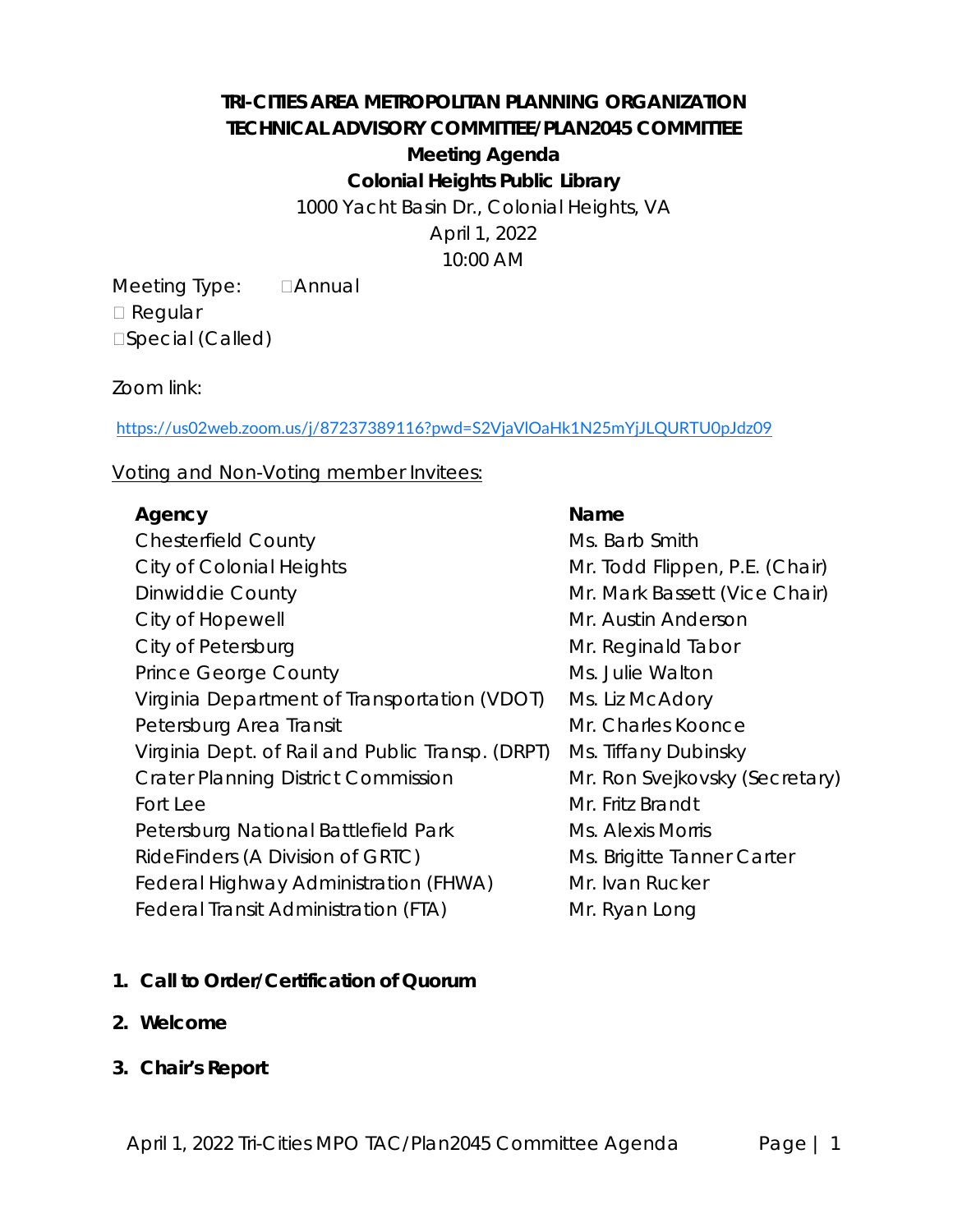**TRI-CITIES AREA METROPOLITAN PLANNING ORGANIZATION**
**TECHNICAL ADVISORY COMMITTEE/PLAN2045 COMMITTEE**
**Meeting Agenda**
**Colonial Heights Public Library**

1000 Yacht Basin Dr., Colonial Heights, VA
April 1, 2022
10:00 AM

Meeting Type: ☐Annual
☐ Regular
☐Special (Called)

Zoom link:

https://us02web.zoom.us/j/87237389116?pwd=S2VjaVlOaHk1N25mYjJLQURTU0pJdz09

Voting and Non-Voting member Invitees:

| Agency | Name |
|---|---|
| Chesterfield County | Ms. Barb Smith |
| City of Colonial Heights | Mr. Todd Flippen, P.E. (Chair) |
| Dinwiddie County | Mr. Mark Bassett (Vice Chair) |
| City of Hopewell | Mr. Austin Anderson |
| City of Petersburg | Mr. Reginald Tabor |
| Prince George County | Ms. Julie Walton |
| Virginia Department of Transportation (VDOT) | Ms. Liz McAdory |
| Petersburg Area Transit | Mr. Charles Koonce |
| Virginia Dept. of Rail and Public Transp. (DRPT) | Ms. Tiffany Dubinsky |
| Crater Planning District Commission | Mr. Ron Svejkovsky (Secretary) |
| Fort Lee | Mr. Fritz Brandt |
| Petersburg National Battlefield Park | Ms. Alexis Morris |
| RideFinders (A Division of GRTC) | Ms. Brigitte Tanner Carter |
| Federal Highway Administration (FHWA) | Mr. Ivan Rucker |
| Federal Transit Administration (FTA) | Mr. Ryan Long |

1. **Call to Order/Certification of Quorum**
2. **Welcome**
3. **Chair's Report**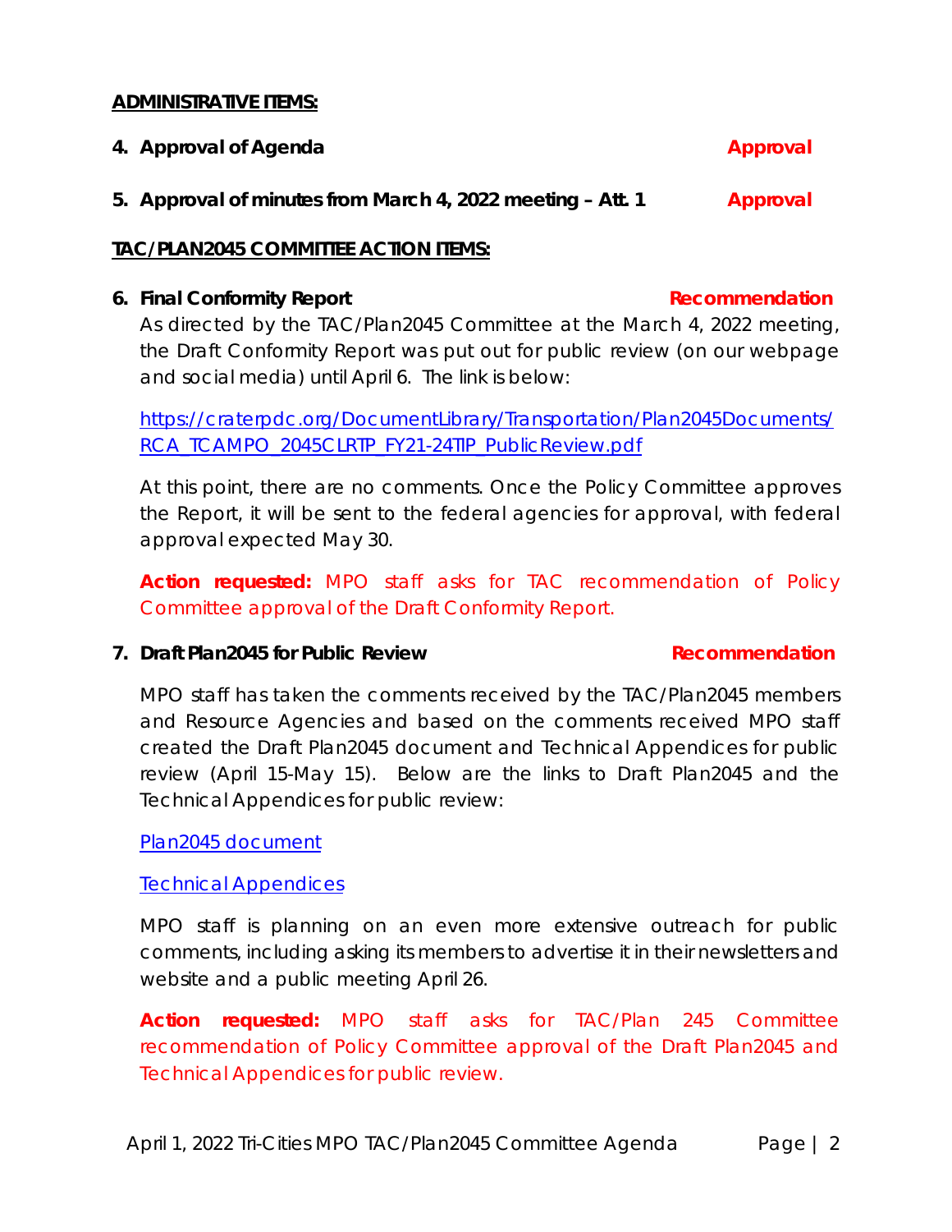**ADMINISTRATIVE ITEMS:**

**4. Approval of Agenda** **Approval**

**5. Approval of minutes from March 4, 2022 meeting – Att. 1** **Approval**

**TAC/PLAN2045 COMMITTEE ACTION ITEMS:**

**6. Final Conformity Report** **Recommendation**

As directed by the TAC/Plan2045 Committee at the March 4, 2022 meeting, the Draft Conformity Report was put out for public review (on our webpage and social media) until April 6. The link is below:

[https://craterpdc.org/DocumentLibrary/Transportation/Plan2045Documents/RCA_TCAMPO_2045CLRTP_FY21-24TIP_PublicReview.pdf](https://craterpdc.org/DocumentLibrary/Transportation/Plan2045Documents/RCA_TCAMPO_2045CLRTP_FY21-24TIP_PublicReview.pdf)

At this point, there are no comments. Once the Policy Committee approves the Report, it will be sent to the federal agencies for approval, with federal approval expected May 30.

**Action requested:** MPO staff asks for TAC recommendation of Policy Committee approval of the Draft Conformity Report.

**7. Draft Plan2045 for Public Review** **Recommendation**

MPO staff has taken the comments received by the TAC/Plan2045 members and Resource Agencies and based on the comments received MPO staff created the Draft Plan2045 document and Technical Appendices for public review (April 15-May 15). Below are the links to Draft Plan2045 and the Technical Appendices for public review:

Plan2045 document

Technical Appendices

MPO staff is planning on an even more extensive outreach for public comments, including asking its members to advertise it in their newsletters and website and a public meeting April 26.

**Action requested:** MPO staff asks for TAC/Plan 245 Committee recommendation of Policy Committee approval of the Draft Plan2045 and Technical Appendices for public review.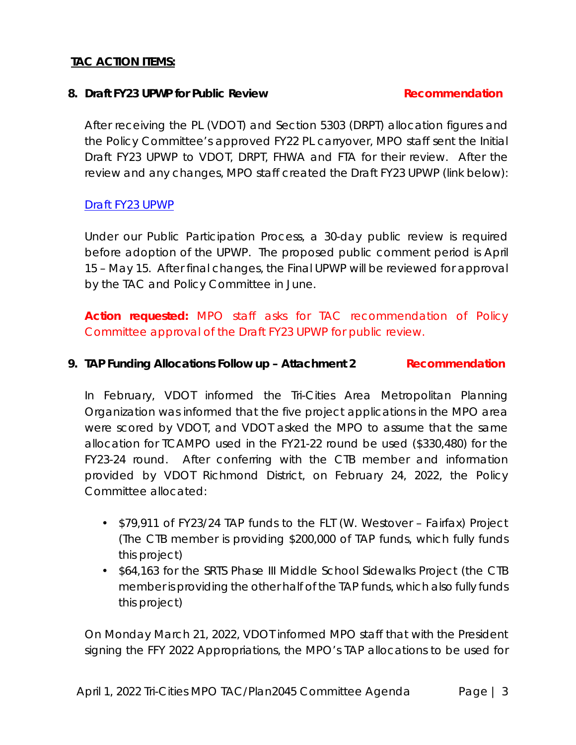**TAC ACTION ITEMS:**

**8. Draft FY23 UPWP for Public Review** **Recommendation**

After receiving the PL (VDOT) and Section 5303 (DRPT) allocation figures and the Policy Committee's approved FY22 PL carryover, MPO staff sent the Initial Draft FY23 UPWP to VDOT, DRPT, FHWA and FTA for their review. After the review and any changes, MPO staff created the Draft FY23 UPWP (link below):

Draft FY23 UPWP

Under our Public Participation Process, a 30-day public review is required before adoption of the UPWP. The proposed public comment period is April 15 – May 15. After final changes, the Final UPWP will be reviewed for approval by the TAC and Policy Committee in June.

**Action requested:** MPO staff asks for TAC recommendation of Policy Committee approval of the Draft FY23 UPWP for public review.

**9. TAP Funding Allocations Follow up – Attachment 2** **Recommendation**

In February, VDOT informed the Tri-Cities Area Metropolitan Planning Organization was informed that the five project applications in the MPO area were scored by VDOT, and VDOT asked the MPO to assume that the same allocation for TCAMPO used in the FY21-22 round be used ($330,480) for the FY23-24 round. After conferring with the CTB member and information provided by VDOT Richmond District, on February 24, 2022, the Policy Committee allocated:

- $79,911 of FY23/24 TAP funds to the FLT (W. Westover – Fairfax) Project (The CTB member is providing $200,000 of TAP funds, which fully funds this project)
- $64,163 for the SRTS Phase III Middle School Sidewalks Project (the CTB member is providing the other half of the TAP funds, which also fully funds this project)

On Monday March 21, 2022, VDOT informed MPO staff that with the President signing the FFY 2022 Appropriations, the MPO's TAP allocations to be used for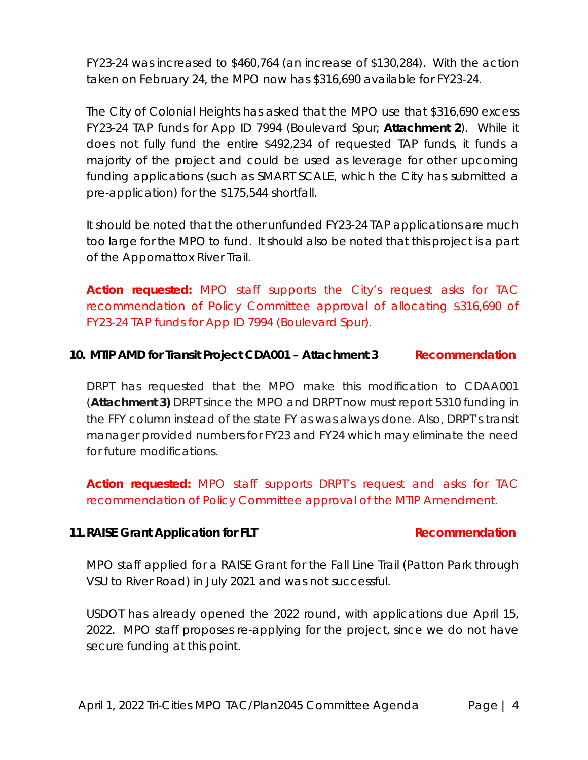FY23-24 was increased to $460,764 (an increase of $130,284). With the action taken on February 24, the MPO now has $316,690 available for FY23-24.

The City of Colonial Heights has asked that the MPO use that $316,690 excess FY23-24 TAP funds for App ID 7994 (Boulevard Spur; **Attachment 2**). While it does not fully fund the entire $492,234 of requested TAP funds, it funds a majority of the project and could be used as leverage for other upcoming funding applications (such as SMART SCALE, which the City has submitted a pre-application) for the $175,544 shortfall.

It should be noted that the other unfunded FY23-24 TAP applications are much too large for the MPO to fund. It should also be noted that this project is a part of the Appomattox River Trail.

**Action requested:** MPO staff supports the City's request asks for TAC recommendation of Policy Committee approval of allocating $316,690 of FY23-24 TAP funds for App ID 7994 (Boulevard Spur).

**10. MTIP AMD for Transit Project CDA001 – Attachment 3** **Recommendation**

DRPT has requested that the MPO make this modification to CDAA001 (**Attachment 3)** DRPT since the MPO and DRPT now must report 5310 funding in the FFY column instead of the state FY as was always done. Also, DRPT's transit manager provided numbers for FY23 and FY24 which may eliminate the need for future modifications.

**Action requested:** MPO staff supports DRPT's request and asks for TAC recommendation of Policy Committee approval of the MTIP Amendment.

**11. RAISE Grant Application for FLT** **Recommendation**

MPO staff applied for a RAISE Grant for the Fall Line Trail (Patton Park through VSU to River Road) in July 2021 and was not successful.

USDOT has already opened the 2022 round, with applications due April 15, 2022. MPO staff proposes re-applying for the project, since we do not have secure funding at this point.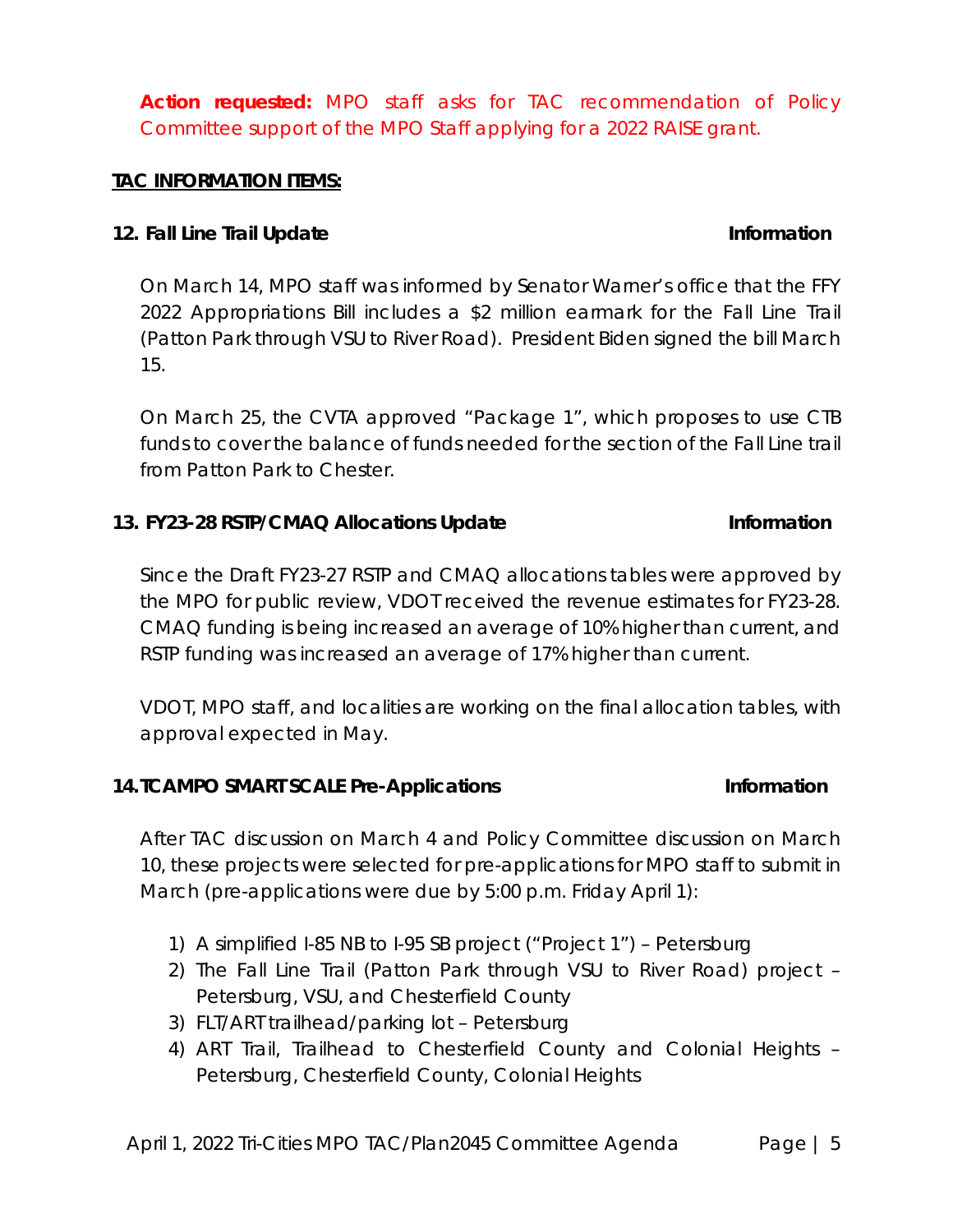**Action requested:** MPO staff asks for TAC recommendation of Policy Committee support of the MPO Staff applying for a 2022 RAISE grant.

**TAC INFORMATION ITEMS:**

**12. Fall Line Trail Update** **Information**

On March 14, MPO staff was informed by Senator Warner's office that the FFY 2022 Appropriations Bill includes a $2 million earmark for the Fall Line Trail (Patton Park through VSU to River Road). President Biden signed the bill March 15.

On March 25, the CVTA approved "Package 1", which proposes to use CTB funds to cover the balance of funds needed for the section of the Fall Line trail from Patton Park to Chester.

**13. FY23-28 RSTP/CMAQ Allocations Update** **Information**

Since the Draft FY23-27 RSTP and CMAQ allocations tables were approved by the MPO for public review, VDOT received the revenue estimates for FY23-28. CMAQ funding is being increased an average of 10% higher than current, and RSTP funding was increased an average of 17% higher than current.

VDOT, MPO staff, and localities are working on the final allocation tables, with approval expected in May.

**14. TCAMPO SMART SCALE Pre-Applications** **Information**

After TAC discussion on March 4 and Policy Committee discussion on March 10, these projects were selected for pre-applications for MPO staff to submit in March (pre-applications were due by 5:00 p.m. Friday April 1):

1) A simplified I-85 NB to I-95 SB project ("Project 1") – Petersburg
2) The Fall Line Trail (Patton Park through VSU to River Road) project – Petersburg, VSU, and Chesterfield County
3) FLT/ART trailhead/parking lot – Petersburg
4) ART Trail, Trailhead to Chesterfield County and Colonial Heights – Petersburg, Chesterfield County, Colonial Heights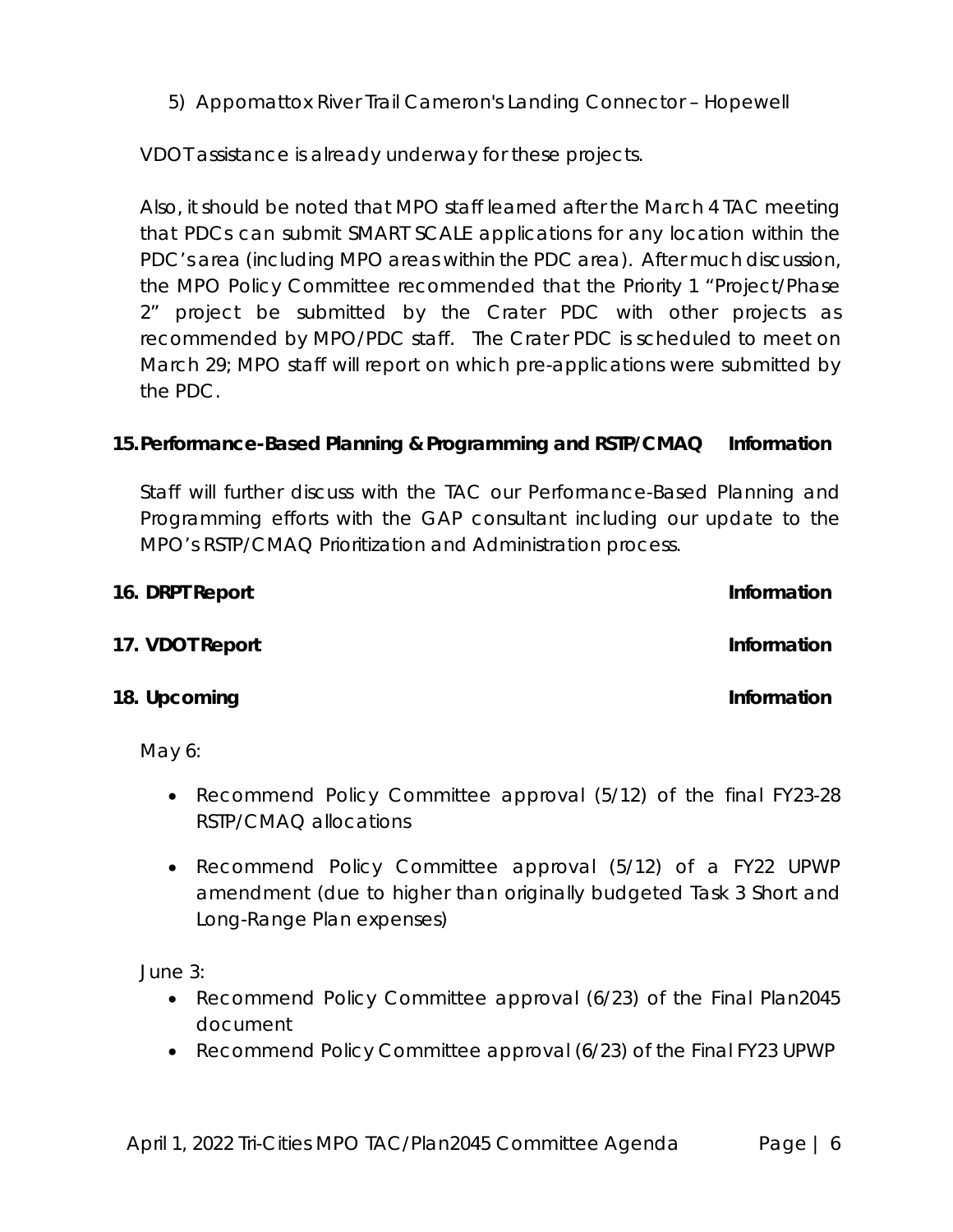5) Appomattox River Trail Cameron's Landing Connector – Hopewell

VDOT assistance is already underway for these projects.

Also, it should be noted that MPO staff learned after the March 4 TAC meeting that PDCs can submit SMART SCALE applications for any location within the PDC's area (including MPO areas within the PDC area). After much discussion, the MPO Policy Committee recommended that the Priority 1 "Project/Phase 2" project be submitted by the Crater PDC with other projects as recommended by MPO/PDC staff. The Crater PDC is scheduled to meet on March 29; MPO staff will report on which pre-applications were submitted by the PDC.

**15. Performance-Based Planning & Programming and RSTP/CMAQ — Information**

Staff will further discuss with the TAC our Performance-Based Planning and Programming efforts with the GAP consultant including our update to the MPO's RSTP/CMAQ Prioritization and Administration process.

**16. DRPT Report — Information**

**17. VDOT Report — Information**

**18. Upcoming — Information**

May 6:

- Recommend Policy Committee approval (5/12) of the final FY23-28 RSTP/CMAQ allocations
- Recommend Policy Committee approval (5/12) of a FY22 UPWP amendment (due to higher than originally budgeted Task 3 Short and Long-Range Plan expenses)

June 3:

- Recommend Policy Committee approval (6/23) of the Final Plan2045 document
- Recommend Policy Committee approval (6/23) of the Final FY23 UPWP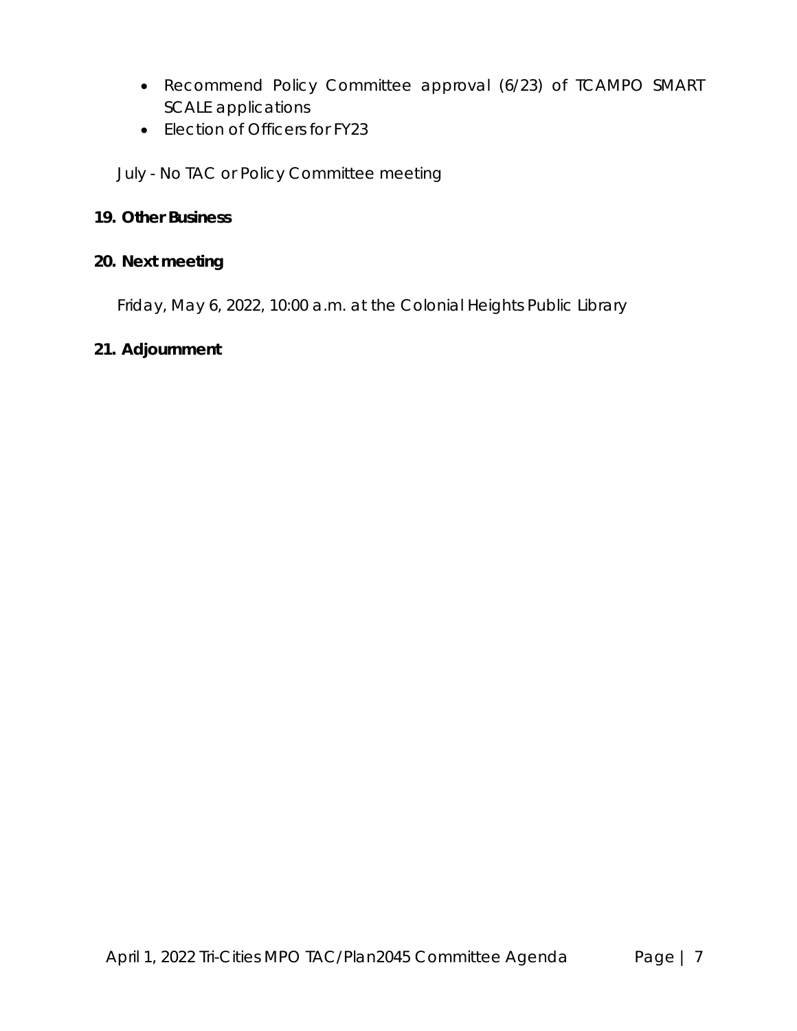- Recommend Policy Committee approval (6/23) of TCAMPO SMART SCALE applications
- Election of Officers for FY23

July - No TAC or Policy Committee meeting

**19. Other Business**

**20. Next meeting**

Friday, May 6, 2022, 10:00 a.m. at the Colonial Heights Public Library

**21. Adjournment**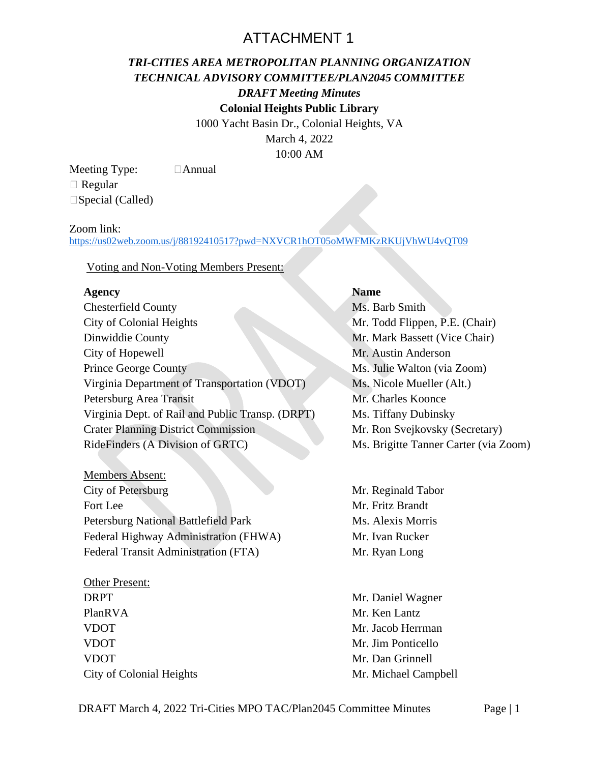# ATTACHMENT 1

## *TRI-CITIES AREA METROPOLITAN PLANNING ORGANIZATION*
## *TECHNICAL ADVISORY COMMITTEE/PLAN2045 COMMITTEE*
### *DRAFT Meeting Minutes*

**Colonial Heights Public Library**

1000 Yacht Basin Dr., Colonial Heights, VA

March 4, 2022

10:00 AM

Meeting Type: ☐Annual

☐ Regular

☐Special (Called)

Zoom link:
https://us02web.zoom.us/j/88192410517?pwd=NXVCR1hOT05oMWFMKzRKUjVhWU4vQT09

Voting and Non-Voting Members Present:

| **Agency** | **Name** |
|---|---|
| Chesterfield County | Ms. Barb Smith |
| City of Colonial Heights | Mr. Todd Flippen, P.E. (Chair) |
| Dinwiddie County | Mr. Mark Bassett (Vice Chair) |
| City of Hopewell | Mr. Austin Anderson |
| Prince George County | Ms. Julie Walton (via Zoom) |
| Virginia Department of Transportation (VDOT) | Ms. Nicole Mueller (Alt.) |
| Petersburg Area Transit | Mr. Charles Koonce |
| Virginia Dept. of Rail and Public Transp. (DRPT) | Ms. Tiffany Dubinsky |
| Crater Planning District Commission | Mr. Ron Svejkovsky (Secretary) |
| RideFinders (A Division of GRTC) | Ms. Brigitte Tanner Carter (via Zoom) |

Members Absent:

| | |
|---|---|
| City of Petersburg | Mr. Reginald Tabor |
| Fort Lee | Mr. Fritz Brandt |
| Petersburg National Battlefield Park | Ms. Alexis Morris |
| Federal Highway Administration (FHWA) | Mr. Ivan Rucker |
| Federal Transit Administration (FTA) | Mr. Ryan Long |

Other Present:

| | |
|---|---|
| DRPT | Mr. Daniel Wagner |
| PlanRVA | Mr. Ken Lantz |
| VDOT | Mr. Jacob Herrman |
| VDOT | Mr. Jim Ponticello |
| VDOT | Mr. Dan Grinnell |
| City of Colonial Heights | Mr. Michael Campbell |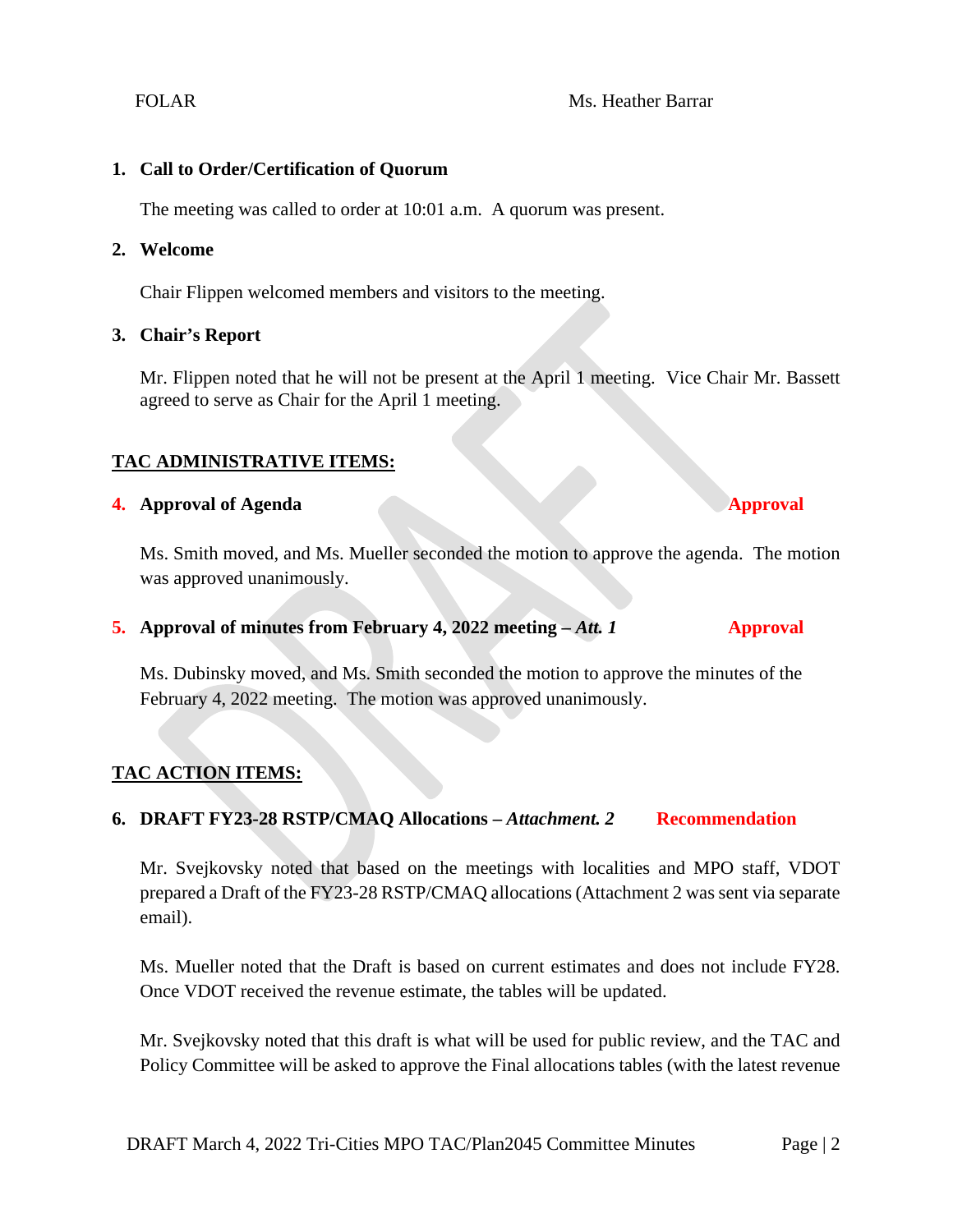| FOLAR | Ms. Heather Barrar |
|---|---|

**1. Call to Order/Certification of Quorum**

The meeting was called to order at 10:01 a.m. A quorum was present.

**2. Welcome**

Chair Flippen welcomed members and visitors to the meeting.

**3. Chair's Report**

Mr. Flippen noted that he will not be present at the April 1 meeting. Vice Chair Mr. Bassett agreed to serve as Chair for the April 1 meeting.

**TAC ADMINISTRATIVE ITEMS:**

**4. Approval of Agenda** **Approval**

Ms. Smith moved, and Ms. Mueller seconded the motion to approve the agenda. The motion was approved unanimously.

**5. Approval of minutes from February 4, 2022 meeting – *Att. 1*** **Approval**

Ms. Dubinsky moved, and Ms. Smith seconded the motion to approve the minutes of the February 4, 2022 meeting. The motion was approved unanimously.

**TAC ACTION ITEMS:**

**6. DRAFT FY23-28 RSTP/CMAQ Allocations – *Attachment. 2*** **Recommendation**

Mr. Svejkovsky noted that based on the meetings with localities and MPO staff, VDOT prepared a Draft of the FY23-28 RSTP/CMAQ allocations (Attachment 2 was sent via separate email).

Ms. Mueller noted that the Draft is based on current estimates and does not include FY28. Once VDOT received the revenue estimate, the tables will be updated.

Mr. Svejkovsky noted that this draft is what will be used for public review, and the TAC and Policy Committee will be asked to approve the Final allocations tables (with the latest revenue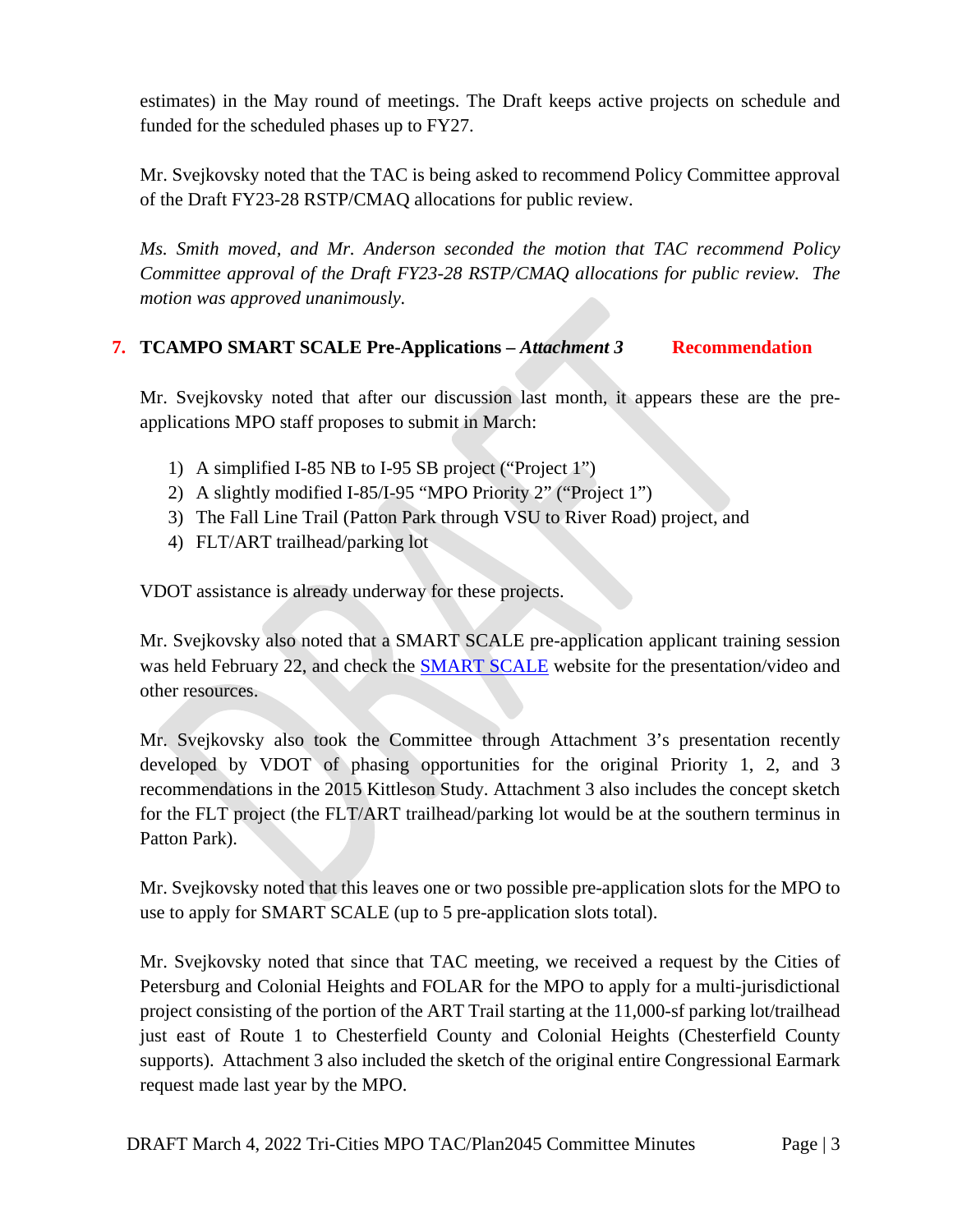estimates) in the May round of meetings. The Draft keeps active projects on schedule and funded for the scheduled phases up to FY27.

Mr. Svejkovsky noted that the TAC is being asked to recommend Policy Committee approval of the Draft FY23-28 RSTP/CMAQ allocations for public review.

*Ms. Smith moved, and Mr. Anderson seconded the motion that TAC recommend Policy Committee approval of the Draft FY23-28 RSTP/CMAQ allocations for public review. The motion was approved unanimously.*

## 7. TCAMPO SMART SCALE Pre-Applications – *Attachment 3* **Recommendation**

Mr. Svejkovsky noted that after our discussion last month, it appears these are the pre-applications MPO staff proposes to submit in March:

1) A simplified I-85 NB to I-95 SB project ("Project 1")
2) A slightly modified I-85/I-95 "MPO Priority 2" ("Project 1")
3) The Fall Line Trail (Patton Park through VSU to River Road) project, and
4) FLT/ART trailhead/parking lot

VDOT assistance is already underway for these projects.

Mr. Svejkovsky also noted that a SMART SCALE pre-application applicant training session was held February 22, and check the SMART SCALE website for the presentation/video and other resources.

Mr. Svejkovsky also took the Committee through Attachment 3's presentation recently developed by VDOT of phasing opportunities for the original Priority 1, 2, and 3 recommendations in the 2015 Kittleson Study. Attachment 3 also includes the concept sketch for the FLT project (the FLT/ART trailhead/parking lot would be at the southern terminus in Patton Park).

Mr. Svejkovsky noted that this leaves one or two possible pre-application slots for the MPO to use to apply for SMART SCALE (up to 5 pre-application slots total).

Mr. Svejkovsky noted that since that TAC meeting, we received a request by the Cities of Petersburg and Colonial Heights and FOLAR for the MPO to apply for a multi-jurisdictional project consisting of the portion of the ART Trail starting at the 11,000-sf parking lot/trailhead just east of Route 1 to Chesterfield County and Colonial Heights (Chesterfield County supports). Attachment 3 also included the sketch of the original entire Congressional Earmark request made last year by the MPO.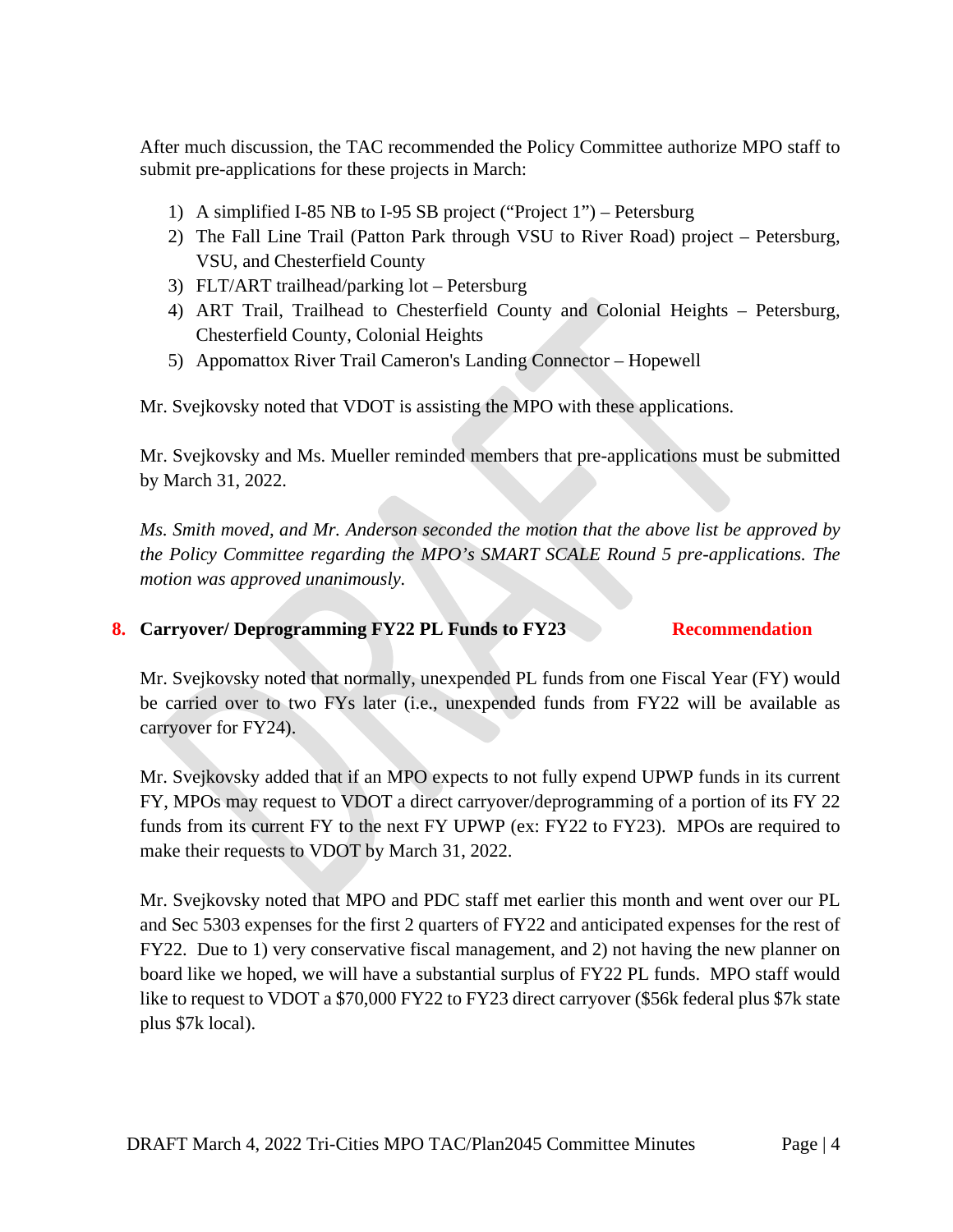After much discussion, the TAC recommended the Policy Committee authorize MPO staff to submit pre-applications for these projects in March:

1) A simplified I-85 NB to I-95 SB project ("Project 1") – Petersburg
2) The Fall Line Trail (Patton Park through VSU to River Road) project – Petersburg, VSU, and Chesterfield County
3) FLT/ART trailhead/parking lot – Petersburg
4) ART Trail, Trailhead to Chesterfield County and Colonial Heights – Petersburg, Chesterfield County, Colonial Heights
5) Appomattox River Trail Cameron's Landing Connector – Hopewell

Mr. Svejkovsky noted that VDOT is assisting the MPO with these applications.

Mr. Svejkovsky and Ms. Mueller reminded members that pre-applications must be submitted by March 31, 2022.

*Ms. Smith moved, and Mr. Anderson seconded the motion that the above list be approved by the Policy Committee regarding the MPO's SMART SCALE Round 5 pre-applications. The motion was approved unanimously.*

## 8. Carryover/ Deprogramming FY22 PL Funds to FY23 — Recommendation

Mr. Svejkovsky noted that normally, unexpended PL funds from one Fiscal Year (FY) would be carried over to two FYs later (i.e., unexpended funds from FY22 will be available as carryover for FY24).

Mr. Svejkovsky added that if an MPO expects to not fully expend UPWP funds in its current FY, MPOs may request to VDOT a direct carryover/deprogramming of a portion of its FY 22 funds from its current FY to the next FY UPWP (ex: FY22 to FY23). MPOs are required to make their requests to VDOT by March 31, 2022.

Mr. Svejkovsky noted that MPO and PDC staff met earlier this month and went over our PL and Sec 5303 expenses for the first 2 quarters of FY22 and anticipated expenses for the rest of FY22. Due to 1) very conservative fiscal management, and 2) not having the new planner on board like we hoped, we will have a substantial surplus of FY22 PL funds. MPO staff would like to request to VDOT a $70,000 FY22 to FY23 direct carryover ($56k federal plus $7k state plus $7k local).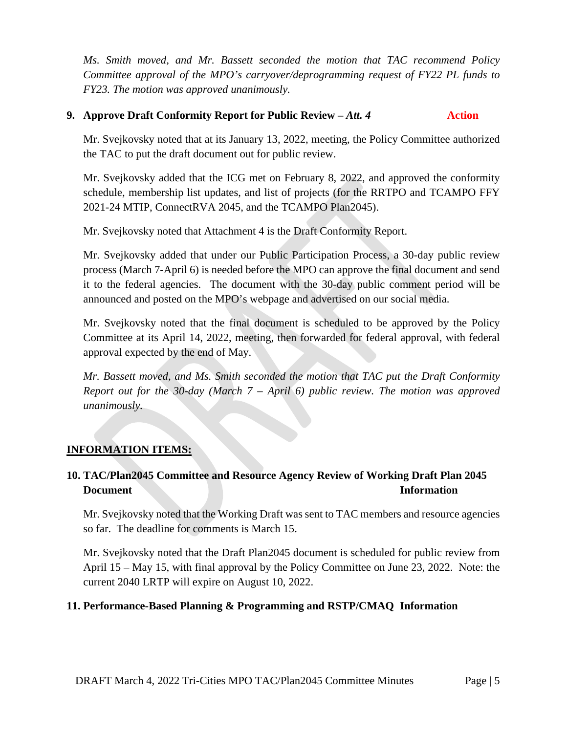*Ms. Smith moved, and Mr. Bassett seconded the motion that TAC recommend Policy Committee approval of the MPO's carryover/deprogramming request of FY22 PL funds to FY23. The motion was approved unanimously.*

**9. Approve Draft Conformity Report for Public Review – *Att. 4*** **Action**

Mr. Svejkovsky noted that at its January 13, 2022, meeting, the Policy Committee authorized the TAC to put the draft document out for public review.

Mr. Svejkovsky added that the ICG met on February 8, 2022, and approved the conformity schedule, membership list updates, and list of projects (for the RRTPO and TCAMPO FFY 2021-24 MTIP, ConnectRVA 2045, and the TCAMPO Plan2045).

Mr. Svejkovsky noted that Attachment 4 is the Draft Conformity Report.

Mr. Svejkovsky added that under our Public Participation Process, a 30-day public review process (March 7-April 6) is needed before the MPO can approve the final document and send it to the federal agencies. The document with the 30-day public comment period will be announced and posted on the MPO's webpage and advertised on our social media.

Mr. Svejkovsky noted that the final document is scheduled to be approved by the Policy Committee at its April 14, 2022, meeting, then forwarded for federal approval, with federal approval expected by the end of May.

*Mr. Bassett moved, and Ms. Smith seconded the motion that TAC put the Draft Conformity Report out for the 30-day (March 7 – April 6) public review. The motion was approved unanimously.*

**INFORMATION ITEMS:**

**10. TAC/Plan2045 Committee and Resource Agency Review of Working Draft Plan 2045 Document** **Information**

Mr. Svejkovsky noted that the Working Draft was sent to TAC members and resource agencies so far. The deadline for comments is March 15.

Mr. Svejkovsky noted that the Draft Plan2045 document is scheduled for public review from April 15 – May 15, with final approval by the Policy Committee on June 23, 2022. Note: the current 2040 LRTP will expire on August 10, 2022.

**11. Performance-Based Planning & Programming and RSTP/CMAQ Information**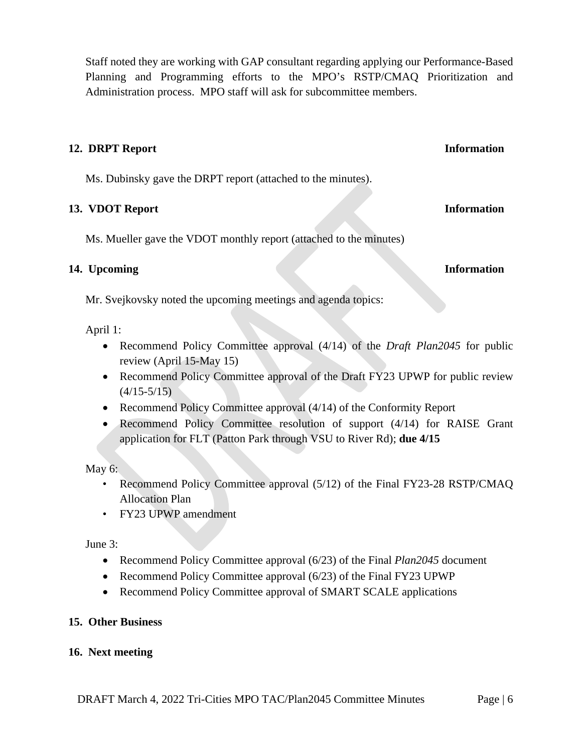Staff noted they are working with GAP consultant regarding applying our Performance-Based Planning and Programming efforts to the MPO's RSTP/CMAQ Prioritization and Administration process. MPO staff will ask for subcommittee members.

**12. DRPT Report** **Information**

Ms. Dubinsky gave the DRPT report (attached to the minutes).

**13. VDOT Report** **Information**

Ms. Mueller gave the VDOT monthly report (attached to the minutes)

**14. Upcoming** **Information**

Mr. Svejkovsky noted the upcoming meetings and agenda topics:

April 1:

- Recommend Policy Committee approval (4/14) of the *Draft Plan2045* for public review (April 15-May 15)
- Recommend Policy Committee approval of the Draft FY23 UPWP for public review (4/15-5/15)
- Recommend Policy Committee approval (4/14) of the Conformity Report
- Recommend Policy Committee resolution of support (4/14) for RAISE Grant application for FLT (Patton Park through VSU to River Rd); **due 4/15**

May 6:

- Recommend Policy Committee approval (5/12) of the Final FY23-28 RSTP/CMAQ Allocation Plan
- FY23 UPWP amendment

June 3:

- Recommend Policy Committee approval (6/23) of the Final *Plan2045* document
- Recommend Policy Committee approval (6/23) of the Final FY23 UPWP
- Recommend Policy Committee approval of SMART SCALE applications

**15. Other Business**

**16. Next meeting**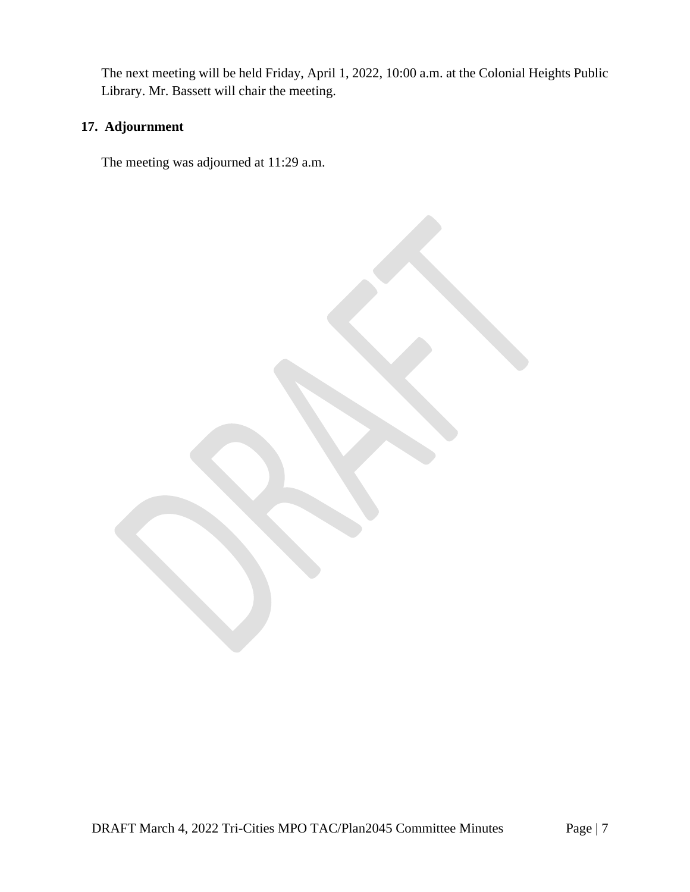The next meeting will be held Friday, April 1, 2022, 10:00 a.m. at the Colonial Heights Public Library. Mr. Bassett will chair the meeting.

## 17. Adjournment

The meeting was adjourned at 11:29 a.m.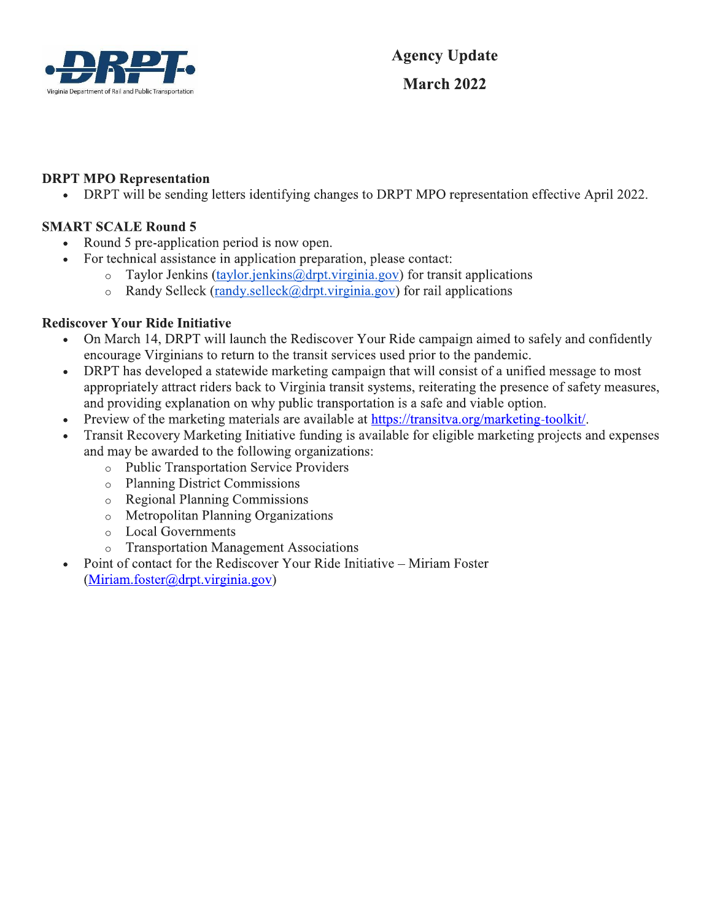# Agency Update

## March 2022

**DRPT MPO Representation**

- DRPT will be sending letters identifying changes to DRPT MPO representation effective April 2022.

**SMART SCALE Round 5**

- Round 5 pre-application period is now open.
- For technical assistance in application preparation, please contact:
  - Taylor Jenkins (taylor.jenkins@drpt.virginia.gov) for transit applications
  - Randy Selleck (randy.selleck@drpt.virginia.gov) for rail applications

**Rediscover Your Ride Initiative**

- On March 14, DRPT will launch the Rediscover Your Ride campaign aimed to safely and confidently encourage Virginians to return to the transit services used prior to the pandemic.
- DRPT has developed a statewide marketing campaign that will consist of a unified message to most appropriately attract riders back to Virginia transit systems, reiterating the presence of safety measures, and providing explanation on why public transportation is a safe and viable option.
- Preview of the marketing materials are available at https://transitva.org/marketing-toolkit/.
- Transit Recovery Marketing Initiative funding is available for eligible marketing projects and expenses and may be awarded to the following organizations:
  - Public Transportation Service Providers
  - Planning District Commissions
  - Regional Planning Commissions
  - Metropolitan Planning Organizations
  - Local Governments
  - Transportation Management Associations
- Point of contact for the Rediscover Your Ride Initiative – Miriam Foster (Miriam.foster@drpt.virginia.gov)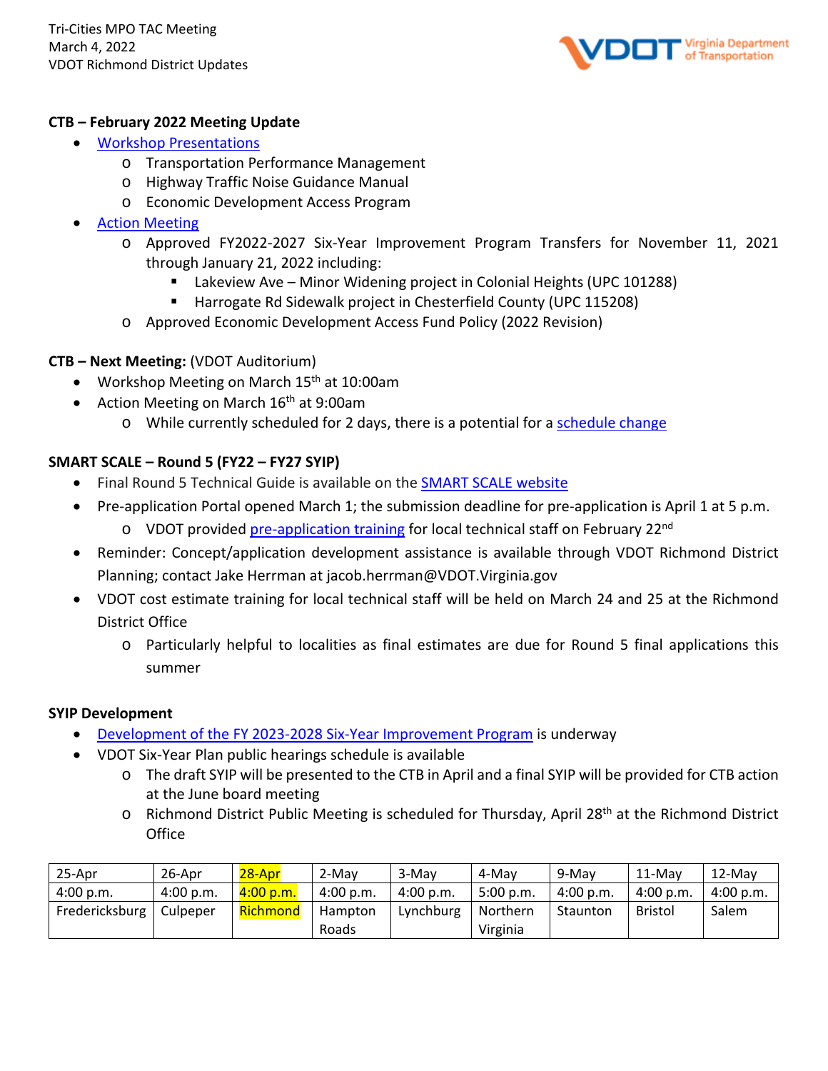Tri-Cities MPO TAC Meeting
March 4, 2022
VDOT Richmond District Updates

**CTB – February 2022 Meeting Update**

- Workshop Presentations
  - Transportation Performance Management
  - Highway Traffic Noise Guidance Manual
  - Economic Development Access Program
- Action Meeting
  - Approved FY2022-2027 Six-Year Improvement Program Transfers for November 11, 2021 through January 21, 2022 including:
    - Lakeview Ave – Minor Widening project in Colonial Heights (UPC 101288)
    - Harrogate Rd Sidewalk project in Chesterfield County (UPC 115208)
  - Approved Economic Development Access Fund Policy (2022 Revision)

**CTB – Next Meeting:** (VDOT Auditorium)

- Workshop Meeting on March 15th at 10:00am
- Action Meeting on March 16th at 9:00am
  - While currently scheduled for 2 days, there is a potential for a schedule change

**SMART SCALE – Round 5 (FY22 – FY27 SYIP)**

- Final Round 5 Technical Guide is available on the SMART SCALE website
- Pre-application Portal opened March 1; the submission deadline for pre-application is April 1 at 5 p.m.
  - VDOT provided pre-application training for local technical staff on February 22nd
- Reminder: Concept/application development assistance is available through VDOT Richmond District Planning; contact Jake Herrman at jacob.herrman@VDOT.Virginia.gov
- VDOT cost estimate training for local technical staff will be held on March 24 and 25 at the Richmond District Office
  - Particularly helpful to localities as final estimates are due for Round 5 final applications this summer

**SYIP Development**

- Development of the FY 2023-2028 Six-Year Improvement Program is underway
- VDOT Six-Year Plan public hearings schedule is available
  - The draft SYIP will be presented to the CTB in April and a final SYIP will be provided for CTB action at the June board meeting
  - Richmond District Public Meeting is scheduled for Thursday, April 28th at the Richmond District Office

| 25-Apr | 26-Apr | 28-Apr | 2-May | 3-May | 4-May | 9-May | 11-May | 12-May |
|---|---|---|---|---|---|---|---|---|
| 4:00 p.m. | 4:00 p.m. | 4:00 p.m. | 4:00 p.m. | 4:00 p.m. | 5:00 p.m. | 4:00 p.m. | 4:00 p.m. | 4:00 p.m. |
| Fredericksburg | Culpeper | Richmond | Hampton Roads | Lynchburg | Northern Virginia | Staunton | Bristol | Salem |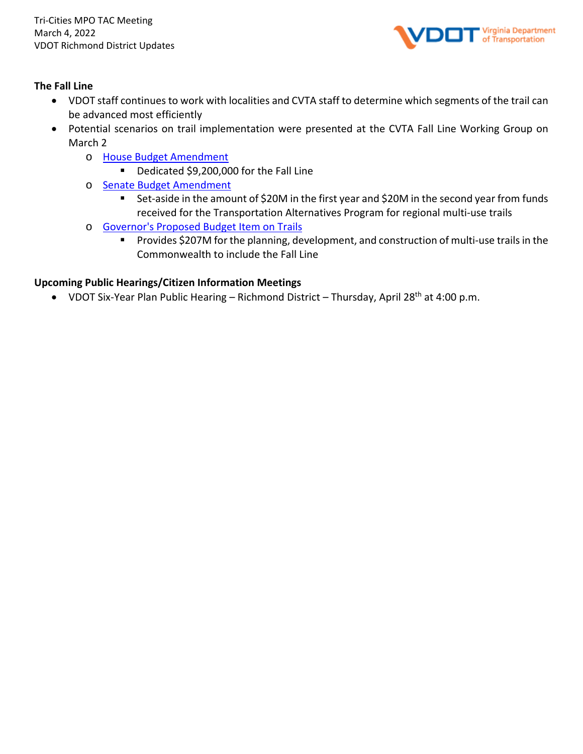## The Fall Line

- VDOT staff continues to work with localities and CVTA staff to determine which segments of the trail can be advanced most efficiently
- Potential scenarios on trail implementation were presented at the CVTA Fall Line Working Group on March 2
  - House Budget Amendment
    - Dedicated $9,200,000 for the Fall Line
  - Senate Budget Amendment
    - Set-aside in the amount of $20M in the first year and $20M in the second year from funds received for the Transportation Alternatives Program for regional multi-use trails
  - Governor's Proposed Budget Item on Trails
    - Provides $207M for the planning, development, and construction of multi-use trails in the Commonwealth to include the Fall Line

## Upcoming Public Hearings/Citizen Information Meetings

- VDOT Six-Year Plan Public Hearing – Richmond District – Thursday, April 28th at 4:00 p.m.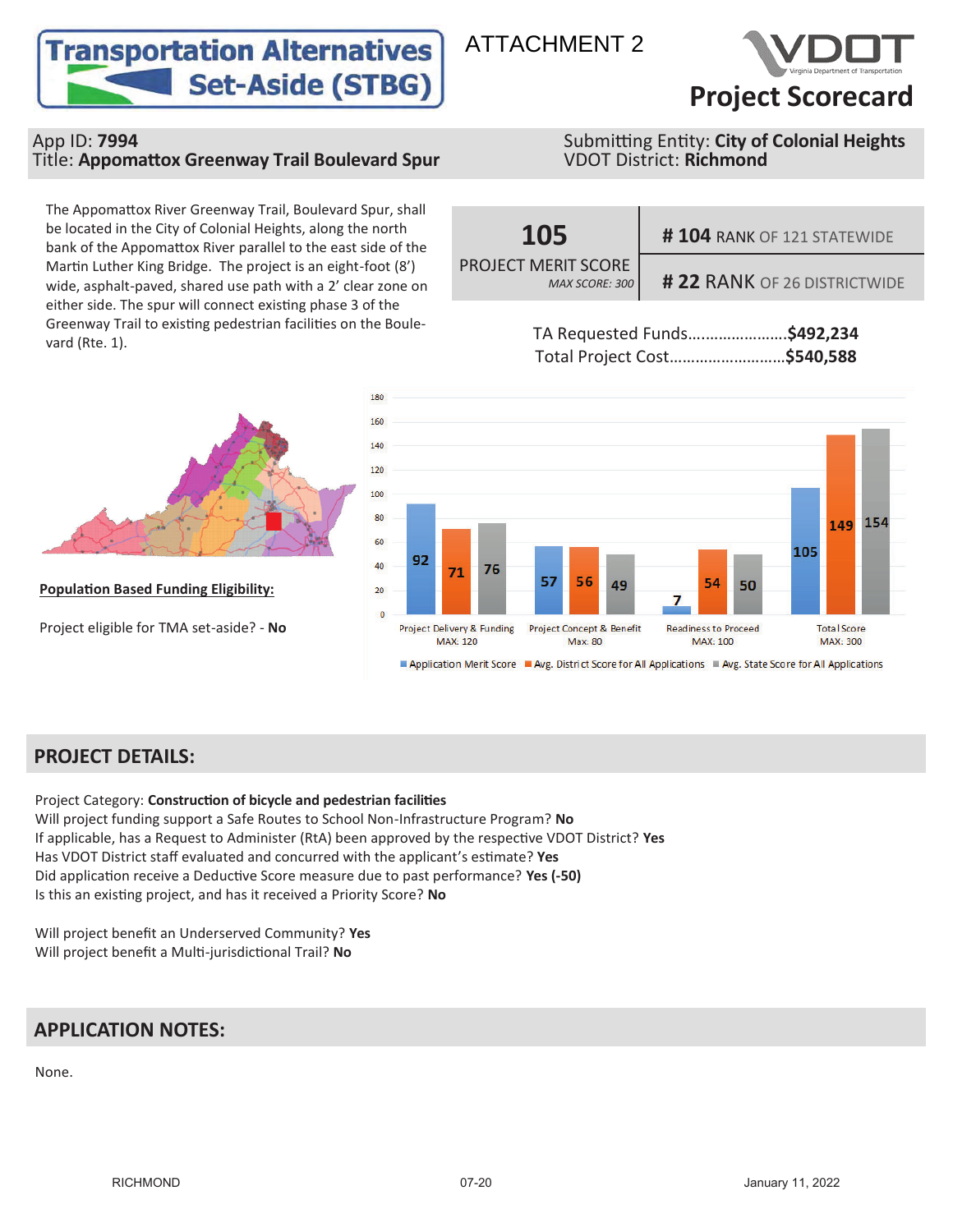# Transportation Alternatives Set-Aside (STBG)

ATTACHMENT 2

VDOT Virginia Department of Transportation

## Project Scorecard

App ID: **7994**
Title: **Appomattox Greenway Trail Boulevard Spur**

Submitting Entity: **City of Colonial Heights**
VDOT District: **Richmond**

The Appomattox River Greenway Trail, Boulevard Spur, shall be located in the City of Colonial Heights, along the north bank of the Appomattox River parallel to the east side of the Martin Luther King Bridge. The project is an eight-foot (8') wide, asphalt-paved, shared use path with a 2' clear zone on either side. The spur will connect existing phase 3 of the Greenway Trail to existing pedestrian facilities on the Boulevard (Rte. 1).

| **105** PROJECT MERIT SCORE *MAX SCORE: 300* | **# 104** RANK OF 121 STATEWIDE |
|---|---|
| | **# 22** RANK OF 26 DISTRICTWIDE |

TA Requested Funds.......................**$492,234**
Total Project Cost...........................**$540,588**

| Category | Application Merit Score | Avg. District Score for All Applications | Avg. State Score for All Applications |
|---|---|---|---|
| Project Delivery & Funding MAX: 120 | 92 | 71 | 76 |
| Project Concept & Benefit Max: 80 | 57 | 56 | 49 |
| Readiness to Proceed MAX: 100 | 7 | 54 | 50 |
| Total Score MAX: 300 | 105 | 149 | 154 |

**Population Based Funding Eligibility:**

Project eligible for TMA set-aside? - **No**

## PROJECT DETAILS:

Project Category: **Construction of bicycle and pedestrian facilities**
Will project funding support a Safe Routes to School Non-Infrastructure Program? **No**
If applicable, has a Request to Administer (RtA) been approved by the respective VDOT District? **Yes**
Has VDOT District staff evaluated and concurred with the applicant's estimate? **Yes**
Did application receive a Deductive Score measure due to past performance? **Yes (-50)**
Is this an existing project, and has it received a Priority Score? **No**

Will project benefit an Underserved Community? **Yes**
Will project benefit a Multi-jurisdictional Trail? **No**

## APPLICATION NOTES:

None.

RICHMOND 07-20 January 11, 2022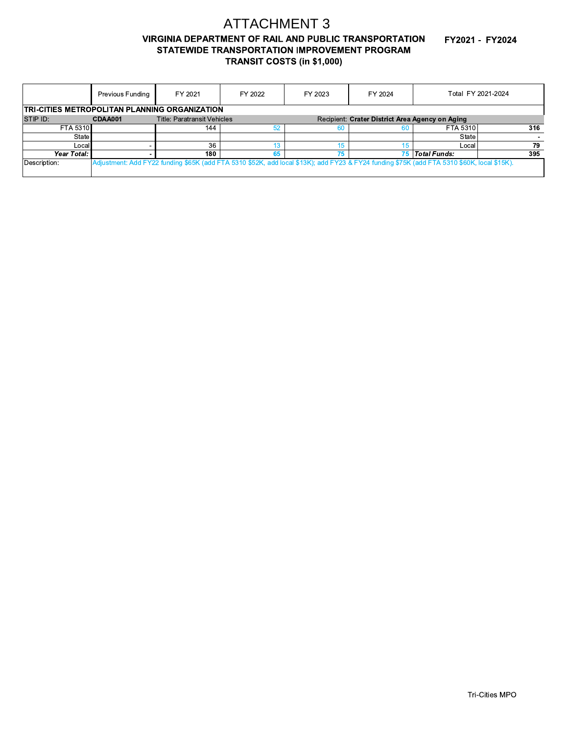# ATTACHMENT 3

## VIRGINIA DEPARTMENT OF RAIL AND PUBLIC TRANSPORTATION STATEWIDE TRANSPORTATION IMPROVEMENT PROGRAM TRANSIT COSTS (in $1,000)

**FY2021 - FY2024**

| | Previous Funding | FY 2021 | FY 2022 | FY 2023 | FY 2024 | Total FY 2021-2024 | |
|---|---|---|---|---|---|---|---|
| **TRI-CITIES METROPOLITAN PLANNING ORGANIZATION** | | | | | | | |
| STIP ID: | **CDAA001** | Title: Paratransit Vehicles | | Recipient: **Crater District Area Agency on Aging** | | | |
| FTA 5310 | | 144 | 52 | 60 | 60 | FTA 5310 | **316** |
| State | | | | | | State | **-** |
| Local | - | 36 | 13 | 15 | 15 | Local | **79** |
| ***Year Total:*** | **-** | **180** | **65** | **75** | **75** | ***Total Funds:*** | **395** |
| Description: | Adjustment: Add FY22 funding $65K (add FTA 5310 $52K, add local $13K); add FY23 & FY24 funding $75K (add FTA 5310 $60K, local $15K). | | | | | | |

Tri-Cities MPO